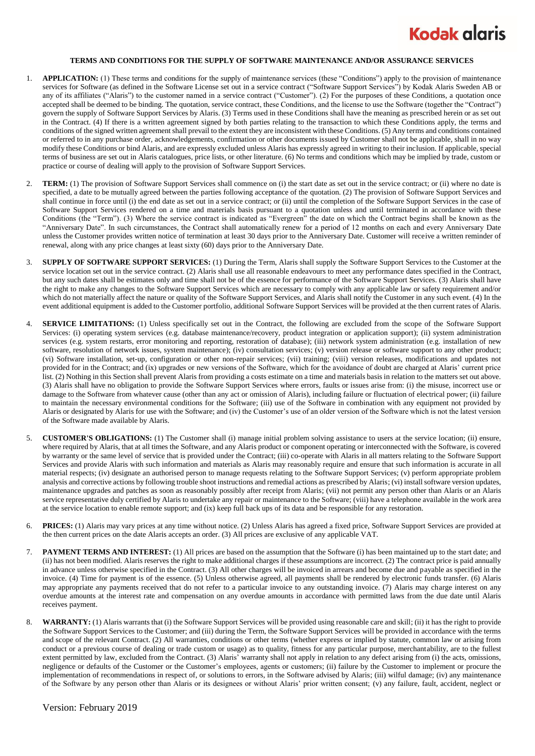**TERMS AND CONDITIONS FOR THE SUPPLY OF SOFTWARE MAINTENANCE AND/OR ASSURANCE SERVICES**

1. **APPLICATION:** (1) These terms and conditions for the supply of maintenance services (these "Conditions") apply to the provision of maintenance services for Software (as defined in the Software License set out in a service contract ("Software Support Services") by Kodak Alaris Sweden AB or any of its affiliates ("Alaris") to the customer named in a service contract ("Customer"). (2) For the purposes of these Conditions, a quotation once accepted shall be deemed to be binding. The quotation, service contract, these Conditions, and the license to use the Software (together the "Contract") govern the supply of Software Support Services by Alaris. (3) Terms used in these Conditions shall have the meaning as prescribed herein or as set out in the Contract. (4) If there is a written agreement signed by both parties relating to the transaction to which these Conditions apply, the terms and conditions of the signed written agreement shall prevail to the extent they are inconsistent with these Conditions. (5) Any terms and conditions contained or referred to in any purchase order, acknowledgements, confirmation or other documents issued by Customer shall not be applicable, shall in no way modify these Conditions or bind Alaris, and are expressly excluded unless Alaris has expressly agreed in writing to their inclusion. If applicable, special terms of business are set out in Alaris catalogues, price lists, or other literature. (6) No terms and conditions which may be implied by trade, custom or practice or course of dealing will apply to the provision of Software Support Services.

2. **TERM:** (1) The provision of Software Support Services shall commence on (i) the start date as set out in the service contract; or (ii) where no date is specified, a date to be mutually agreed between the parties following acceptance of the quotation. (2) The provision of Software Support Services and shall continue in force until (i) the end date as set out in a service contract; or (ii) until the completion of the Software Support Services in the case of Software Support Services rendered on a time and materials basis pursuant to a quotation unless and until terminated in accordance with these Conditions (the "Term"). (3) Where the service contract is indicated as "Evergreen" the date on which the Contract begins shall be known as the "Anniversary Date". In such circumstances, the Contract shall automatically renew for a period of 12 months on each and every Anniversary Date unless the Customer provides written notice of termination at least 30 days prior to the Anniversary Date. Customer will receive a written reminder of renewal, along with any price changes at least sixty (60) days prior to the Anniversary Date.

3. **SUPPLY OF SOFTWARE SUPPORT SERVICES:** (1) During the Term, Alaris shall supply the Software Support Services to the Customer at the service location set out in the service contract. (2) Alaris shall use all reasonable endeavours to meet any performance dates specified in the Contract, but any such dates shall be estimates only and time shall not be of the essence for performance of the Software Support Services. (3) Alaris shall have the right to make any changes to the Software Support Services which are necessary to comply with any applicable law or safety requirement and/or which do not materially affect the nature or quality of the Software Support Services, and Alaris shall notify the Customer in any such event. (4) In the event additional equipment is added to the Customer portfolio, additional Software Support Services will be provided at the then current rates of Alaris.

4. **SERVICE LIMITATIONS:** (1) Unless specifically set out in the Contract, the following are excluded from the scope of the Software Support Services: (i) operating system services (e.g. database maintenance/recovery, product integration or application support); (ii) system administration services (e.g. system restarts, error monitoring and reporting, restoration of database); (iii) network system administration (e.g. installation of new software, resolution of network issues, system maintenance); (iv) consultation services; (v) version release or software support to any other product; (vi) Software installation, set-up, configuration or other non-repair services; (vii) training; (viii) version releases, modifications and updates not provided for in the Contract; and (ix) upgrades or new versions of the Software, which for the avoidance of doubt are charged at Alaris' current price list. (2) Nothing in this Section shall prevent Alaris from providing a costs estimate on a time and materials basis in relation to the matters set out above. (3) Alaris shall have no obligation to provide the Software Support Services where errors, faults or issues arise from: (i) the misuse, incorrect use or damage to the Software from whatever cause (other than any act or omission of Alaris), including failure or fluctuation of electrical power; (ii) failure to maintain the necessary environmental conditions for the Software; (iii) use of the Software in combination with any equipment not provided by Alaris or designated by Alaris for use with the Software; and (iv) the Customer's use of an older version of the Software which is not the latest version of the Software made available by Alaris.

5. **CUSTOMER'S OBLIGATIONS:** (1) The Customer shall (i) manage initial problem solving assistance to users at the service location; (ii) ensure, where required by Alaris, that at all times the Software, and any Alaris product or component operating or interconnected with the Software, is covered by warranty or the same level of service that is provided under the Contract; (iii) co-operate with Alaris in all matters relating to the Software Support Services and provide Alaris with such information and materials as Alaris may reasonably require and ensure that such information is accurate in all material respects; (iv) designate an authorised person to manage requests relating to the Software Support Services; (v) perform appropriate problem analysis and corrective actions by following trouble shoot instructions and remedial actions as prescribed by Alaris; (vi) install software version updates, maintenance upgrades and patches as soon as reasonably possibly after receipt from Alaris; (vii) not permit any person other than Alaris or an Alaris service representative duly certified by Alaris to undertake any repair or maintenance to the Software; (viii) have a telephone available in the work area at the service location to enable remote support; and (ix) keep full back ups of its data and be responsible for any restoration.

6. **PRICES:** (1) Alaris may vary prices at any time without notice. (2) Unless Alaris has agreed a fixed price, Software Support Services are provided at the then current prices on the date Alaris accepts an order. (3) All prices are exclusive of any applicable VAT.

7. **PAYMENT TERMS AND INTEREST:** (1) All prices are based on the assumption that the Software (i) has been maintained up to the start date; and (ii) has not been modified. Alaris reserves the right to make additional charges if these assumptions are incorrect. (2) The contract price is paid annually in advance unless otherwise specified in the Contract. (3) All other charges will be invoiced in arrears and become due and payable as specified in the invoice. (4) Time for payment is of the essence. (5) Unless otherwise agreed, all payments shall be rendered by electronic funds transfer. (6) Alaris may appropriate any payments received that do not refer to a particular invoice to any outstanding invoice. (7) Alaris may charge interest on any overdue amounts at the interest rate and compensation on any overdue amounts in accordance with permitted laws from the due date until Alaris receives payment.

8. **WARRANTY:** (1) Alaris warrants that (i) the Software Support Services will be provided using reasonable care and skill; (ii) it has the right to provide the Software Support Services to the Customer; and (iii) during the Term, the Software Support Services will be provided in accordance with the terms and scope of the relevant Contract. (2) All warranties, conditions or other terms (whether express or implied by statute, common law or arising from conduct or a previous course of dealing or trade custom or usage) as to quality, fitness for any particular purpose, merchantability, are to the fullest extent permitted by law, excluded from the Contract. (3) Alaris' warranty shall not apply in relation to any defect arising from (i) the acts, omissions, negligence or defaults of the Customer or the Customer's employees, agents or customers; (ii) failure by the Customer to implement or procure the implementation of recommendations in respect of, or solutions to errors, in the Software advised by Alaris; (iii) wilful damage; (iv) any maintenance of the Software by any person other than Alaris or its designees or without Alaris' prior written consent; (v) any failure, fault, accident, neglect or

Version: February 2019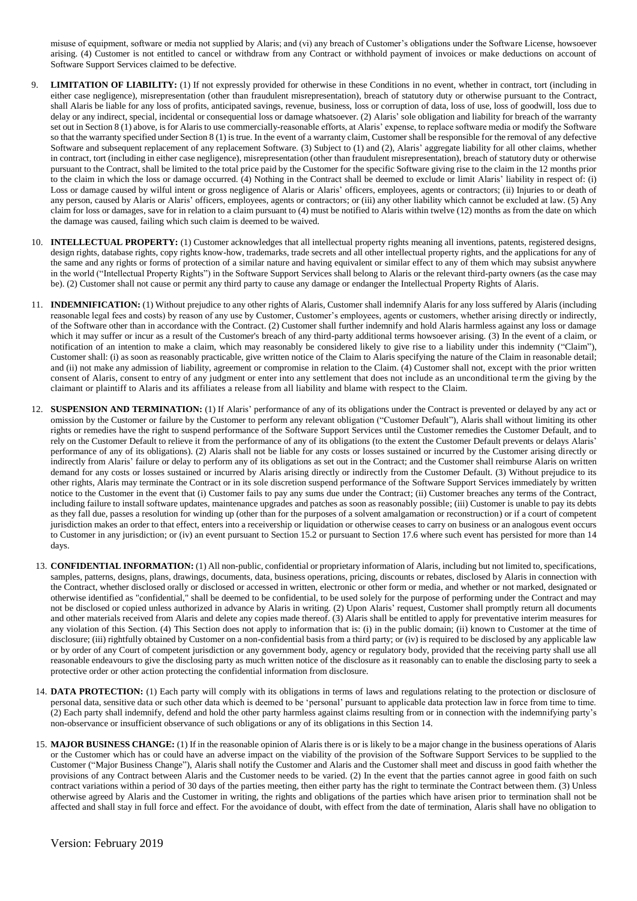misuse of equipment, software or media not supplied by Alaris; and (vi) any breach of Customer's obligations under the Software License, howsoever arising. (4) Customer is not entitled to cancel or withdraw from any Contract or withhold payment of invoices or make deductions on account of Software Support Services claimed to be defective.

9. **LIMITATION OF LIABILITY:** (1) If not expressly provided for otherwise in these Conditions in no event, whether in contract, tort (including in either case negligence), misrepresentation (other than fraudulent misrepresentation), breach of statutory duty or otherwise pursuant to the Contract, shall Alaris be liable for any loss of profits, anticipated savings, revenue, business, loss or corruption of data, loss of use, loss of goodwill, loss due to delay or any indirect, special, incidental or consequential loss or damage whatsoever. (2) Alaris' sole obligation and liability for breach of the warranty set out in Section 8 (1) above, is for Alaris to use commercially-reasonable efforts, at Alaris' expense, to replace software media or modify the Software so that the warranty specified under Section 8 (1) is true. In the event of a warranty claim, Customer shall be responsible for the removal of any defective Software and subsequent replacement of any replacement Software. (3) Subject to (1) and (2), Alaris' aggregate liability for all other claims, whether in contract, tort (including in either case negligence), misrepresentation (other than fraudulent misrepresentation), breach of statutory duty or otherwise pursuant to the Contract, shall be limited to the total price paid by the Customer for the specific Software giving rise to the claim in the 12 months prior to the claim in which the loss or damage occurred. (4) Nothing in the Contract shall be deemed to exclude or limit Alaris' liability in respect of: (i) Loss or damage caused by wilful intent or gross negligence of Alaris or Alaris' officers, employees, agents or contractors; (ii) Injuries to or death of any person, caused by Alaris or Alaris' officers, employees, agents or contractors; or (iii) any other liability which cannot be excluded at law. (5) Any claim for loss or damages, save for in relation to a claim pursuant to (4) must be notified to Alaris within twelve (12) months as from the date on which the damage was caused, failing which such claim is deemed to be waived.

10. **INTELLECTUAL PROPERTY:** (1) Customer acknowledges that all intellectual property rights meaning all inventions, patents, registered designs, design rights, database rights, copy rights know-how, trademarks, trade secrets and all other intellectual property rights, and the applications for any of the same and any rights or forms of protection of a similar nature and having equivalent or similar effect to any of them which may subsist anywhere in the world ("Intellectual Property Rights") in the Software Support Services shall belong to Alaris or the relevant third-party owners (as the case may be). (2) Customer shall not cause or permit any third party to cause any damage or endanger the Intellectual Property Rights of Alaris.

11. **INDEMNIFICATION:** (1) Without prejudice to any other rights of Alaris, Customer shall indemnify Alaris for any loss suffered by Alaris (including reasonable legal fees and costs) by reason of any use by Customer, Customer's employees, agents or customers, whether arising directly or indirectly, of the Software other than in accordance with the Contract. (2) Customer shall further indemnify and hold Alaris harmless against any loss or damage which it may suffer or incur as a result of the Customer's breach of any third-party additional terms howsoever arising. (3) In the event of a claim, or notification of an intention to make a claim, which may reasonably be considered likely to give rise to a liability under this indemnity ("Claim"), Customer shall: (i) as soon as reasonably practicable, give written notice of the Claim to Alaris specifying the nature of the Claim in reasonable detail; and (ii) not make any admission of liability, agreement or compromise in relation to the Claim. (4) Customer shall not, except with the prior written consent of Alaris, consent to entry of any judgment or enter into any settlement that does not include as an unconditional term the giving by the claimant or plaintiff to Alaris and its affiliates a release from all liability and blame with respect to the Claim.

12. **SUSPENSION AND TERMINATION:** (1) If Alaris' performance of any of its obligations under the Contract is prevented or delayed by any act or omission by the Customer or failure by the Customer to perform any relevant obligation ("Customer Default"), Alaris shall without limiting its other rights or remedies have the right to suspend performance of the Software Support Services until the Customer remedies the Customer Default, and to rely on the Customer Default to relieve it from the performance of any of its obligations (to the extent the Customer Default prevents or delays Alaris' performance of any of its obligations). (2) Alaris shall not be liable for any costs or losses sustained or incurred by the Customer arising directly or indirectly from Alaris' failure or delay to perform any of its obligations as set out in the Contract; and the Customer shall reimburse Alaris on written demand for any costs or losses sustained or incurred by Alaris arising directly or indirectly from the Customer Default. (3) Without prejudice to its other rights, Alaris may terminate the Contract or in its sole discretion suspend performance of the Software Support Services immediately by written notice to the Customer in the event that (i) Customer fails to pay any sums due under the Contract; (ii) Customer breaches any terms of the Contract, including failure to install software updates, maintenance upgrades and patches as soon as reasonably possible; (iii) Customer is unable to pay its debts as they fall due, passes a resolution for winding up (other than for the purposes of a solvent amalgamation or reconstruction) or if a court of competent jurisdiction makes an order to that effect, enters into a receivership or liquidation or otherwise ceases to carry on business or an analogous event occurs to Customer in any jurisdiction; or (iv) an event pursuant to Section 15.2 or pursuant to Section 17.6 where such event has persisted for more than 14 days.

13. **CONFIDENTIAL INFORMATION:** (1) All non-public, confidential or proprietary information of Alaris, including but not limited to, specifications, samples, patterns, designs, plans, drawings, documents, data, business operations, pricing, discounts or rebates, disclosed by Alaris in connection with the Contract, whether disclosed orally or disclosed or accessed in written, electronic or other form or media, and whether or not marked, designated or otherwise identified as "confidential," shall be deemed to be confidential, to be used solely for the purpose of performing under the Contract and may not be disclosed or copied unless authorized in advance by Alaris in writing. (2) Upon Alaris' request, Customer shall promptly return all documents and other materials received from Alaris and delete any copies made thereof. (3) Alaris shall be entitled to apply for preventative interim measures for any violation of this Section. (4) This Section does not apply to information that is: (i) in the public domain; (ii) known to Customer at the time of disclosure; (iii) rightfully obtained by Customer on a non-confidential basis from a third party; or (iv) is required to be disclosed by any applicable law or by order of any Court of competent jurisdiction or any government body, agency or regulatory body, provided that the receiving party shall use all reasonable endeavours to give the disclosing party as much written notice of the disclosure as it reasonably can to enable the disclosing party to seek a protective order or other action protecting the confidential information from disclosure.

14. **DATA PROTECTION:** (1) Each party will comply with its obligations in terms of laws and regulations relating to the protection or disclosure of personal data, sensitive data or such other data which is deemed to be 'personal' pursuant to applicable data protection law in force from time to time. (2) Each party shall indemnify, defend and hold the other party harmless against claims resulting from or in connection with the indemnifying party's non-observance or insufficient observance of such obligations or any of its obligations in this Section 14.

15. **MAJOR BUSINESS CHANGE:** (1) If in the reasonable opinion of Alaris there is or is likely to be a major change in the business operations of Alaris or the Customer which has or could have an adverse impact on the viability of the provision of the Software Support Services to be supplied to the Customer ("Major Business Change"), Alaris shall notify the Customer and Alaris and the Customer shall meet and discuss in good faith whether the provisions of any Contract between Alaris and the Customer needs to be varied. (2) In the event that the parties cannot agree in good faith on such contract variations within a period of 30 days of the parties meeting, then either party has the right to terminate the Contract between them. (3) Unless otherwise agreed by Alaris and the Customer in writing, the rights and obligations of the parties which have arisen prior to termination shall not be affected and shall stay in full force and effect. For the avoidance of doubt, with effect from the date of termination, Alaris shall have no obligation to

Version: February 2019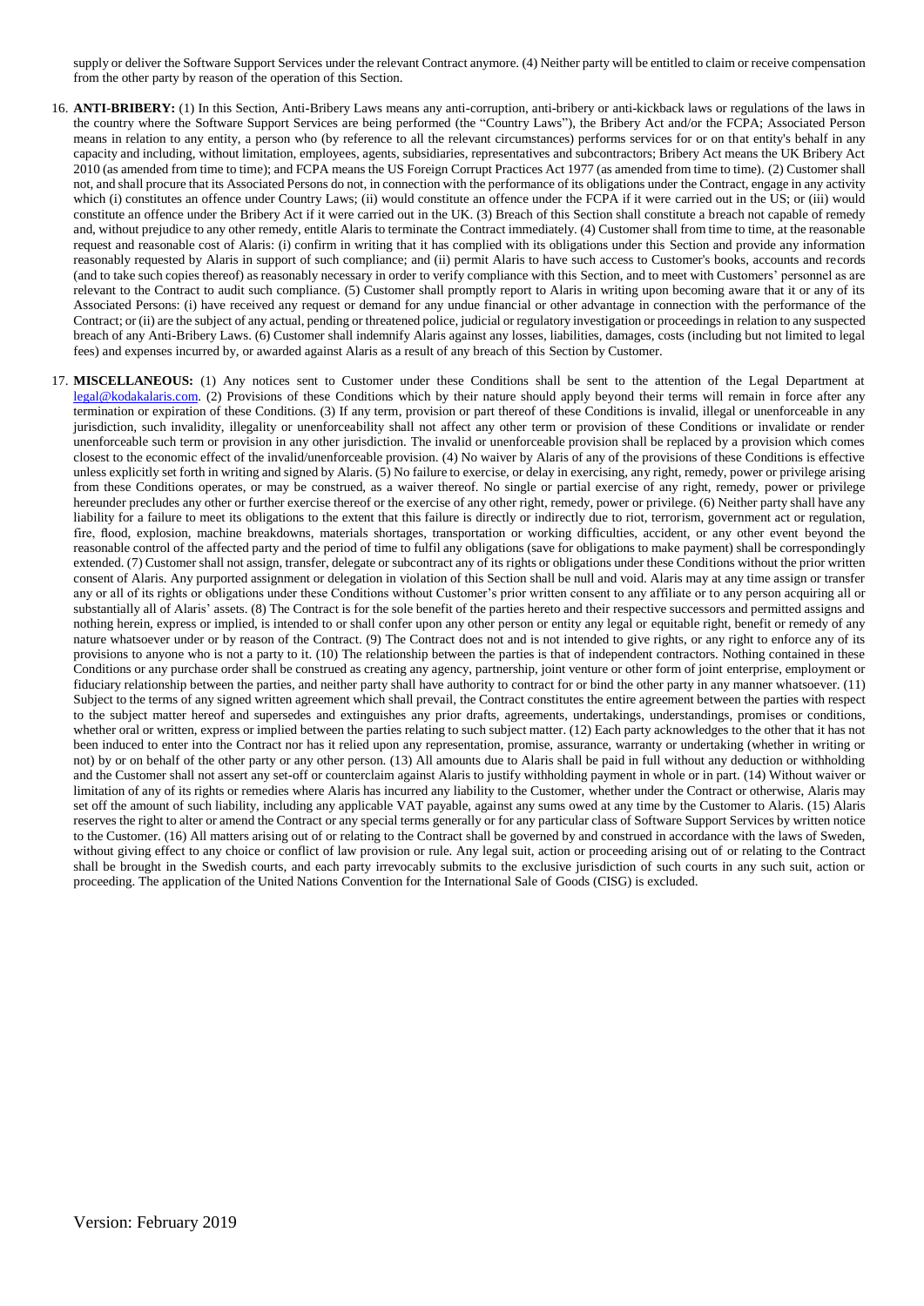supply or deliver the Software Support Services under the relevant Contract anymore. (4) Neither party will be entitled to claim or receive compensation from the other party by reason of the operation of this Section.

16. **ANTI-BRIBERY:** (1) In this Section, Anti-Bribery Laws means any anti-corruption, anti-bribery or anti-kickback laws or regulations of the laws in the country where the Software Support Services are being performed (the "Country Laws"), the Bribery Act and/or the FCPA; Associated Person means in relation to any entity, a person who (by reference to all the relevant circumstances) performs services for or on that entity's behalf in any capacity and including, without limitation, employees, agents, subsidiaries, representatives and subcontractors; Bribery Act means the UK Bribery Act 2010 (as amended from time to time); and FCPA means the US Foreign Corrupt Practices Act 1977 (as amended from time to time). (2) Customer shall not, and shall procure that its Associated Persons do not, in connection with the performance of its obligations under the Contract, engage in any activity which (i) constitutes an offence under Country Laws; (ii) would constitute an offence under the FCPA if it were carried out in the US; or (iii) would constitute an offence under the Bribery Act if it were carried out in the UK. (3) Breach of this Section shall constitute a breach not capable of remedy and, without prejudice to any other remedy, entitle Alaris to terminate the Contract immediately. (4) Customer shall from time to time, at the reasonable request and reasonable cost of Alaris: (i) confirm in writing that it has complied with its obligations under this Section and provide any information reasonably requested by Alaris in support of such compliance; and (ii) permit Alaris to have such access to Customer's books, accounts and records (and to take such copies thereof) as reasonably necessary in order to verify compliance with this Section, and to meet with Customers' personnel as are relevant to the Contract to audit such compliance. (5) Customer shall promptly report to Alaris in writing upon becoming aware that it or any of its Associated Persons: (i) have received any request or demand for any undue financial or other advantage in connection with the performance of the Contract; or (ii) are the subject of any actual, pending or threatened police, judicial or regulatory investigation or proceedings in relation to any suspected breach of any Anti-Bribery Laws. (6) Customer shall indemnify Alaris against any losses, liabilities, damages, costs (including but not limited to legal fees) and expenses incurred by, or awarded against Alaris as a result of any breach of this Section by Customer.

17. **MISCELLANEOUS:** (1) Any notices sent to Customer under these Conditions shall be sent to the attention of the Legal Department at legal@kodakalaris.com. (2) Provisions of these Conditions which by their nature should apply beyond their terms will remain in force after any termination or expiration of these Conditions. (3) If any term, provision or part thereof of these Conditions is invalid, illegal or unenforceable in any jurisdiction, such invalidity, illegality or unenforceability shall not affect any other term or provision of these Conditions or invalidate or render unenforceable such term or provision in any other jurisdiction. The invalid or unenforceable provision shall be replaced by a provision which comes closest to the economic effect of the invalid/unenforceable provision. (4) No waiver by Alaris of any of the provisions of these Conditions is effective unless explicitly set forth in writing and signed by Alaris. (5) No failure to exercise, or delay in exercising, any right, remedy, power or privilege arising from these Conditions operates, or may be construed, as a waiver thereof. No single or partial exercise of any right, remedy, power or privilege hereunder precludes any other or further exercise thereof or the exercise of any other right, remedy, power or privilege. (6) Neither party shall have any liability for a failure to meet its obligations to the extent that this failure is directly or indirectly due to riot, terrorism, government act or regulation, fire, flood, explosion, machine breakdowns, materials shortages, transportation or working difficulties, accident, or any other event beyond the reasonable control of the affected party and the period of time to fulfil any obligations (save for obligations to make payment) shall be correspondingly extended. (7) Customer shall not assign, transfer, delegate or subcontract any of its rights or obligations under these Conditions without the prior written consent of Alaris. Any purported assignment or delegation in violation of this Section shall be null and void. Alaris may at any time assign or transfer any or all of its rights or obligations under these Conditions without Customer's prior written consent to any affiliate or to any person acquiring all or substantially all of Alaris' assets. (8) The Contract is for the sole benefit of the parties hereto and their respective successors and permitted assigns and nothing herein, express or implied, is intended to or shall confer upon any other person or entity any legal or equitable right, benefit or remedy of any nature whatsoever under or by reason of the Contract. (9) The Contract does not and is not intended to give rights, or any right to enforce any of its provisions to anyone who is not a party to it. (10) The relationship between the parties is that of independent contractors. Nothing contained in these Conditions or any purchase order shall be construed as creating any agency, partnership, joint venture or other form of joint enterprise, employment or fiduciary relationship between the parties, and neither party shall have authority to contract for or bind the other party in any manner whatsoever. (11) Subject to the terms of any signed written agreement which shall prevail, the Contract constitutes the entire agreement between the parties with respect to the subject matter hereof and supersedes and extinguishes any prior drafts, agreements, undertakings, understandings, promises or conditions, whether oral or written, express or implied between the parties relating to such subject matter. (12) Each party acknowledges to the other that it has not been induced to enter into the Contract nor has it relied upon any representation, promise, assurance, warranty or undertaking (whether in writing or not) by or on behalf of the other party or any other person. (13) All amounts due to Alaris shall be paid in full without any deduction or withholding and the Customer shall not assert any set-off or counterclaim against Alaris to justify withholding payment in whole or in part. (14) Without waiver or limitation of any of its rights or remedies where Alaris has incurred any liability to the Customer, whether under the Contract or otherwise, Alaris may set off the amount of such liability, including any applicable VAT payable, against any sums owed at any time by the Customer to Alaris. (15) Alaris reserves the right to alter or amend the Contract or any special terms generally or for any particular class of Software Support Services by written notice to the Customer. (16) All matters arising out of or relating to the Contract shall be governed by and construed in accordance with the laws of Sweden, without giving effect to any choice or conflict of law provision or rule. Any legal suit, action or proceeding arising out of or relating to the Contract shall be brought in the Swedish courts, and each party irrevocably submits to the exclusive jurisdiction of such courts in any such suit, action or proceeding. The application of the United Nations Convention for the International Sale of Goods (CISG) is excluded.

Version: February 2019